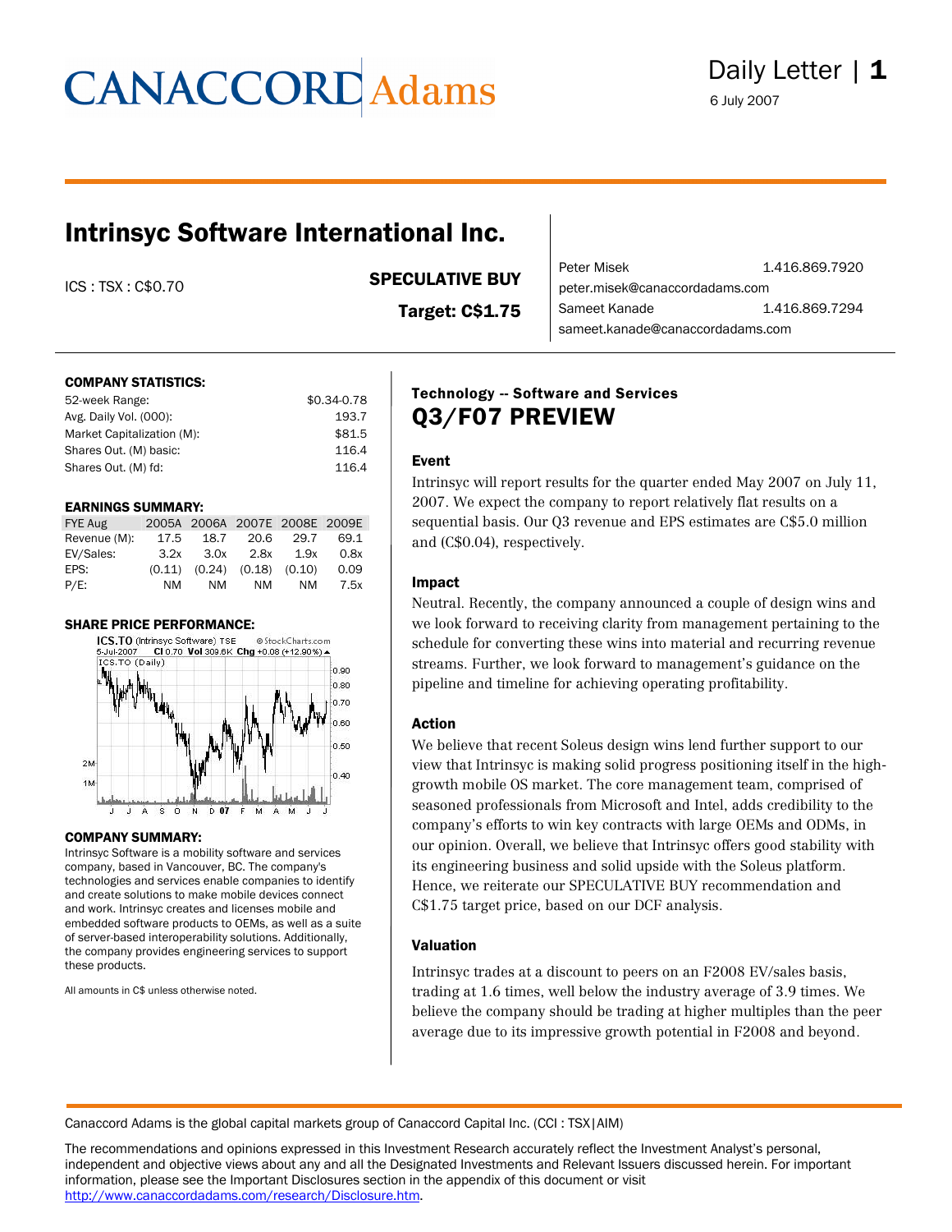CANACCORD Adams

Daily Letter

6 July 2007

# Intrinsyc Software International Inc.

ICS : TSX : C$0.70

**SPECULATIVE BUY**

**Target: C$1.75**

Peter Misek 1.416.869.7920
peter.misek@canaccordadams.com
Sameet Kanade 1.416.869.7294
sameet.kanade@canaccordadams.com

### COMPANY STATISTICS:

| | |
|---|---|
| 52-week Range: | $0.34-0.78 |
| Avg. Daily Vol. (000): | 193.7 |
| Market Capitalization (M): | $81.5 |
| Shares Out. (M) basic: | 116.4 |
| Shares Out. (M) fd: | 116.4 |

### EARNINGS SUMMARY:

| FYE Aug | 2005A | 2006A | 2007E | 2008E | 2009E |
|---|---|---|---|---|---|
| Revenue (M): | 17.5 | 18.7 | 20.6 | 29.7 | 69.1 |
| EV/Sales: | 3.2x | 3.0x | 2.8x | 1.9x | 0.8x |
| EPS: | (0.11) | (0.24) | (0.18) | (0.10) | 0.09 |
| P/E: | NM | NM | NM | NM | 7.5x |

### SHARE PRICE PERFORMANCE:

### COMPANY SUMMARY:

Intrinsyc Software is a mobility software and services company, based in Vancouver, BC. The company's technologies and services enable companies to identify and create solutions to make mobile devices connect and work. Intrinsyc creates and licenses mobile and embedded software products to OEMs, as well as a suite of server-based interoperability solutions. Additionally, the company provides engineering services to support these products.

All amounts in C$ unless otherwise noted.

### Technology -- Software and Services

## Q3/F07 PREVIEW

### Event

Intrinsyc will report results for the quarter ended May 2007 on July 11, 2007. We expect the company to report relatively flat results on a sequential basis. Our Q3 revenue and EPS estimates are C$5.0 million and (C$0.04), respectively.

### Impact

Neutral. Recently, the company announced a couple of design wins and we look forward to receiving clarity from management pertaining to the schedule for converting these wins into material and recurring revenue streams. Further, we look forward to management's guidance on the pipeline and timeline for achieving operating profitability.

### Action

We believe that recent Soleus design wins lend further support to our view that Intrinsyc is making solid progress positioning itself in the high-growth mobile OS market. The core management team, comprised of seasoned professionals from Microsoft and Intel, adds credibility to the company's efforts to win key contracts with large OEMs and ODMs, in our opinion. Overall, we believe that Intrinsyc offers good stability with its engineering business and solid upside with the Soleus platform. Hence, we reiterate our SPECULATIVE BUY recommendation and C$1.75 target price, based on our DCF analysis.

### Valuation

Intrinsyc trades at a discount to peers on an F2008 EV/sales basis, trading at 1.6 times, well below the industry average of 3.9 times. We believe the company should be trading at higher multiples than the peer average due to its impressive growth potential in F2008 and beyond.

Canaccord Adams is the global capital markets group of Canaccord Capital Inc. (CCI : TSX|AIM)

The recommendations and opinions expressed in this Investment Research accurately reflect the Investment Analyst's personal, independent and objective views about any and all the Designated Investments and Relevant Issuers discussed herein. For important information, please see the Important Disclosures section in the appendix of this document or visit http://www.canaccordadams.com/research/Disclosure.htm.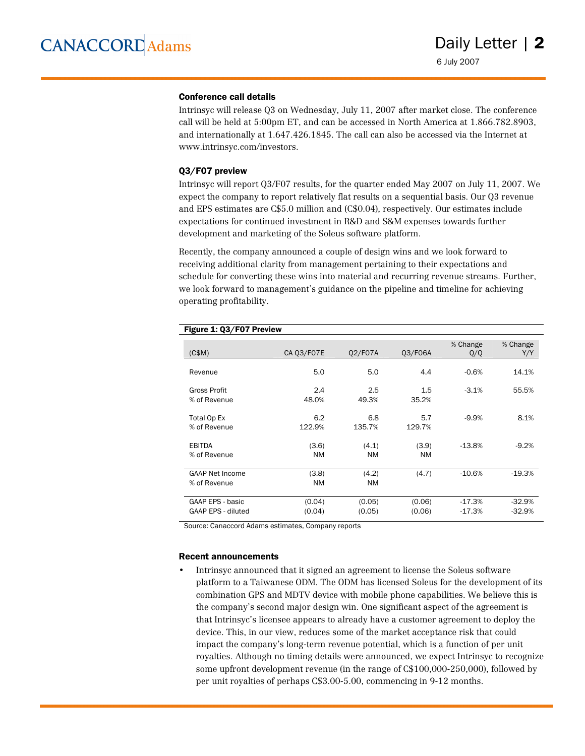### Conference call details

Intrinsyc will release Q3 on Wednesday, July 11, 2007 after market close. The conference call will be held at 5:00pm ET, and can be accessed in North America at 1.866.782.8903, and internationally at 1.647.426.1845. The call can also be accessed via the Internet at www.intrinsyc.com/investors.

### Q3/F07 preview

Intrinsyc will report Q3/F07 results, for the quarter ended May 2007 on July 11, 2007. We expect the company to report relatively flat results on a sequential basis. Our Q3 revenue and EPS estimates are C$5.0 million and (C$0.04), respectively. Our estimates include expectations for continued investment in R&D and S&M expenses towards further development and marketing of the Soleus software platform.

Recently, the company announced a couple of design wins and we look forward to receiving additional clarity from management pertaining to their expectations and schedule for converting these wins into material and recurring revenue streams. Further, we look forward to management's guidance on the pipeline and timeline for achieving operating profitability.

**Figure 1: Q3/F07 Preview**

| (C$M) | CA Q3/F07E | Q2/F07A | Q3/F06A | % Change Q/Q | % Change Y/Y |
|---|---|---|---|---|---|
| Revenue | 5.0 | 5.0 | 4.4 | -0.6% | 14.1% |
| Gross Profit | 2.4 | 2.5 | 1.5 | -3.1% | 55.5% |
| % of Revenue | 48.0% | 49.3% | 35.2% | | |
| Total Op Ex | 6.2 | 6.8 | 5.7 | -9.9% | 8.1% |
| % of Revenue | 122.9% | 135.7% | 129.7% | | |
| EBITDA | (3.6) | (4.1) | (3.9) | -13.8% | -9.2% |
| % of Revenue | NM | NM | NM | | |
| GAAP Net Income | (3.8) | (4.2) | (4.7) | -10.6% | -19.3% |
| % of Revenue | NM | NM | | | |
| GAAP EPS - basic | (0.04) | (0.05) | (0.06) | -17.3% | -32.9% |
| GAAP EPS - diluted | (0.04) | (0.05) | (0.06) | -17.3% | -32.9% |

Source: Canaccord Adams estimates, Company reports

### Recent announcements

- Intrinsyc announced that it signed an agreement to license the Soleus software platform to a Taiwanese ODM. The ODM has licensed Soleus for the development of its combination GPS and MDTV device with mobile phone capabilities. We believe this is the company's second major design win. One significant aspect of the agreement is that Intrinsyc's licensee appears to already have a customer agreement to deploy the device. This, in our view, reduces some of the market acceptance risk that could impact the company's long-term revenue potential, which is a function of per unit royalties. Although no timing details were announced, we expect Intrinsyc to recognize some upfront development revenue (in the range of C$100,000-250,000), followed by per unit royalties of perhaps C$3.00-5.00, commencing in 9-12 months.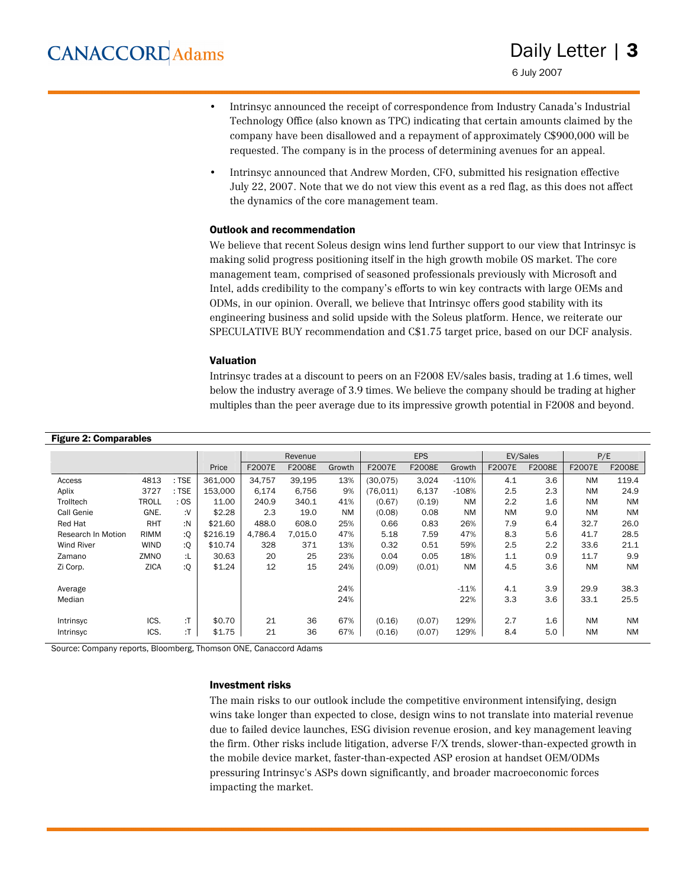- Intrinsyc announced the receipt of correspondence from Industry Canada's Industrial Technology Office (also known as TPC) indicating that certain amounts claimed by the company have been disallowed and a repayment of approximately C$900,000 will be requested. The company is in the process of determining avenues for an appeal.
- Intrinsyc announced that Andrew Morden, CFO, submitted his resignation effective July 22, 2007. Note that we do not view this event as a red flag, as this does not affect the dynamics of the core management team.

### Outlook and recommendation

We believe that recent Soleus design wins lend further support to our view that Intrinsyc is making solid progress positioning itself in the high growth mobile OS market. The core management team, comprised of seasoned professionals previously with Microsoft and Intel, adds credibility to the company's efforts to win key contracts with large OEMs and ODMs, in our opinion. Overall, we believe that Intrinsyc offers good stability with its engineering business and solid upside with the Soleus platform. Hence, we reiterate our SPECULATIVE BUY recommendation and C$1.75 target price, based on our DCF analysis.

### Valuation

Intrinsyc trades at a discount to peers on an F2008 EV/sales basis, trading at 1.6 times, well below the industry average of 3.9 times. We believe the company should be trading at higher multiples than the peer average due to its impressive growth potential in F2008 and beyond.

**Figure 2: Comparables**

| | | | | Revenue | | | EPS | | | EV/Sales | | P/E | |
|---|---|---|---|---|---|---|---|---|---|---|---|---|---|
| | | | Price | F2007E | F2008E | Growth | F2007E | F2008E | Growth | F2007E | F2008E | F2007E | F2008E |
| Access | 4813 | : TSE | 361,000 | 34,757 | 39,195 | 13% | (30,075) | 3,024 | -110% | 4.1 | 3.6 | NM | 119.4 |
| Aplix | 3727 | : TSE | 153,000 | 6,174 | 6,756 | 9% | (76,011) | 6,137 | -108% | 2.5 | 2.3 | NM | 24.9 |
| Trolltech | TROLL | : OS | 11.00 | 240.9 | 340.1 | 41% | (0.67) | (0.19) | NM | 2.2 | 1.6 | NM | NM |
| Call Genie | GNE. | :V | $2.28 | 2.3 | 19.0 | NM | (0.08) | 0.08 | NM | NM | 9.0 | NM | NM |
| Red Hat | RHT | :N | $21.60 | 488.0 | 608.0 | 25% | 0.66 | 0.83 | 26% | 7.9 | 6.4 | 32.7 | 26.0 |
| Research In Motion | RIMM | :Q | $216.19 | 4,786.4 | 7,015.0 | 47% | 5.18 | 7.59 | 47% | 8.3 | 5.6 | 41.7 | 28.5 |
| Wind River | WIND | :Q | $10.74 | 328 | 371 | 13% | 0.32 | 0.51 | 59% | 2.5 | 2.2 | 33.6 | 21.1 |
| Zamano | ZMNO | :L | 30.63 | 20 | 25 | 23% | 0.04 | 0.05 | 18% | 1.1 | 0.9 | 11.7 | 9.9 |
| Zi Corp. | ZICA | :Q | $1.24 | 12 | 15 | 24% | (0.09) | (0.01) | NM | 4.5 | 3.6 | NM | NM |
| Average | | | | | | 24% | | | -11% | 4.1 | 3.9 | 29.9 | 38.3 |
| Median | | | | | | 24% | | | 22% | 3.3 | 3.6 | 33.1 | 25.5 |
| Intrinsyc | ICS. | :T | $0.70 | 21 | 36 | 67% | (0.16) | (0.07) | 129% | 2.7 | 1.6 | NM | NM |
| Intrinsyc | ICS. | :T | $1.75 | 21 | 36 | 67% | (0.16) | (0.07) | 129% | 8.4 | 5.0 | NM | NM |

Source: Company reports, Bloomberg, Thomson ONE, Canaccord Adams

### Investment risks

The main risks to our outlook include the competitive environment intensifying, design wins take longer than expected to close, design wins to not translate into material revenue due to failed device launches, ESG division revenue erosion, and key management leaving the firm. Other risks include litigation, adverse F/X trends, slower-than-expected growth in the mobile device market, faster-than-expected ASP erosion at handset OEM/ODMs pressuring Intrinsyc's ASPs down significantly, and broader macroeconomic forces impacting the market.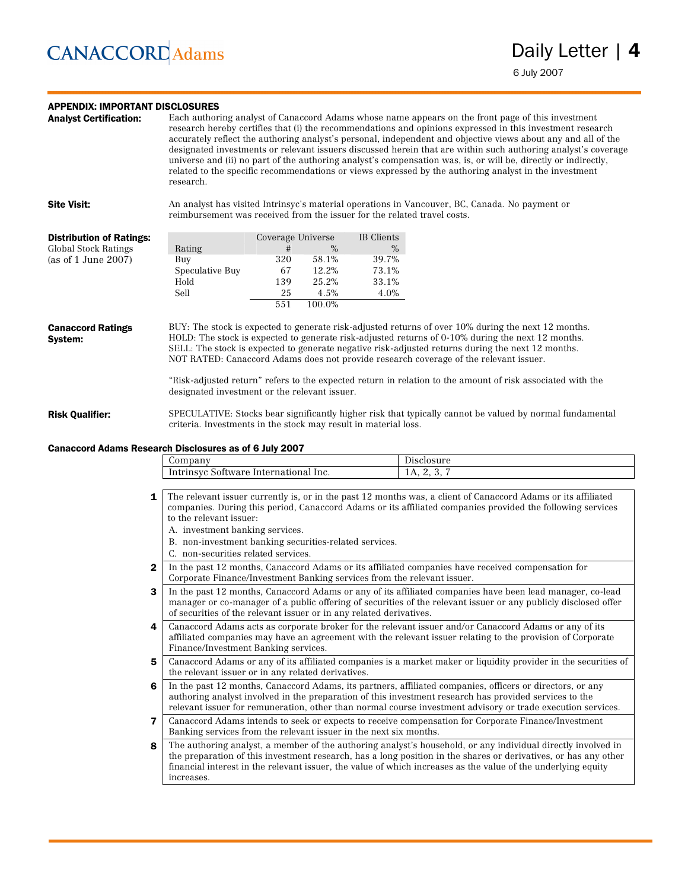## APPENDIX: IMPORTANT DISCLOSURES

**Analyst Certification:** Each authoring analyst of Canaccord Adams whose name appears on the front page of this investment research hereby certifies that (i) the recommendations and opinions expressed in this investment research accurately reflect the authoring analyst's personal, independent and objective views about any and all of the designated investments or relevant issuers discussed herein that are within such authoring analyst's coverage universe and (ii) no part of the authoring analyst's compensation was, is, or will be, directly or indirectly, related to the specific recommendations or views expressed by the authoring analyst in the investment research.

**Site Visit:** An analyst has visited Intrinsyc's material operations in Vancouver, BC, Canada. No payment or reimbursement was received from the issuer for the related travel costs.

**Distribution of Ratings:** Global Stock Ratings (as of 1 June 2007)

| Rating | Coverage Universe # | % | IB Clients % |
|---|---|---|---|
| Buy | 320 | 58.1% | 39.7% |
| Speculative Buy | 67 | 12.2% | 73.1% |
| Hold | 139 | 25.2% | 33.1% |
| Sell | 25 | 4.5% | 4.0% |
| | 551 | 100.0% | |

**Canaccord Ratings System:**

BUY: The stock is expected to generate risk-adjusted returns of over 10% during the next 12 months.
HOLD: The stock is expected to generate risk-adjusted returns of 0-10% during the next 12 months.
SELL: The stock is expected to generate negative risk-adjusted returns during the next 12 months.
NOT RATED: Canaccord Adams does not provide research coverage of the relevant issuer.

"Risk-adjusted return" refers to the expected return in relation to the amount of risk associated with the designated investment or the relevant issuer.

**Risk Qualifier:** SPECULATIVE: Stocks bear significantly higher risk that typically cannot be valued by normal fundamental criteria. Investments in the stock may result in material loss.

### Canaccord Adams Research Disclosures as of 6 July 2007

| Company | Disclosure |
|---|---|
| Intrinsyc Software International Inc. | 1A, 2, 3, 7 |

| | |
|---|---|
| **1** | The relevant issuer currently is, or in the past 12 months was, a client of Canaccord Adams or its affiliated companies. During this period, Canaccord Adams or its affiliated companies provided the following services to the relevant issuer: A. investment banking services. B. non-investment banking securities-related services. C. non-securities related services. |
| **2** | In the past 12 months, Canaccord Adams or its affiliated companies have received compensation for Corporate Finance/Investment Banking services from the relevant issuer. |
| **3** | In the past 12 months, Canaccord Adams or any of its affiliated companies have been lead manager, co-lead manager or co-manager of a public offering of securities of the relevant issuer or any publicly disclosed offer of securities of the relevant issuer or in any related derivatives. |
| **4** | Canaccord Adams acts as corporate broker for the relevant issuer and/or Canaccord Adams or any of its affiliated companies may have an agreement with the relevant issuer relating to the provision of Corporate Finance/Investment Banking services. |
| **5** | Canaccord Adams or any of its affiliated companies is a market maker or liquidity provider in the securities of the relevant issuer or in any related derivatives. |
| **6** | In the past 12 months, Canaccord Adams, its partners, affiliated companies, officers or directors, or any authoring analyst involved in the preparation of this investment research has provided services to the relevant issuer for remuneration, other than normal course investment advisory or trade execution services. |
| **7** | Canaccord Adams intends to seek or expects to receive compensation for Corporate Finance/Investment Banking services from the relevant issuer in the next six months. |
| **8** | The authoring analyst, a member of the authoring analyst's household, or any individual directly involved in the preparation of this investment research, has a long position in the shares or derivatives, or has any other financial interest in the relevant issuer, the value of which increases as the value of the underlying equity increases. |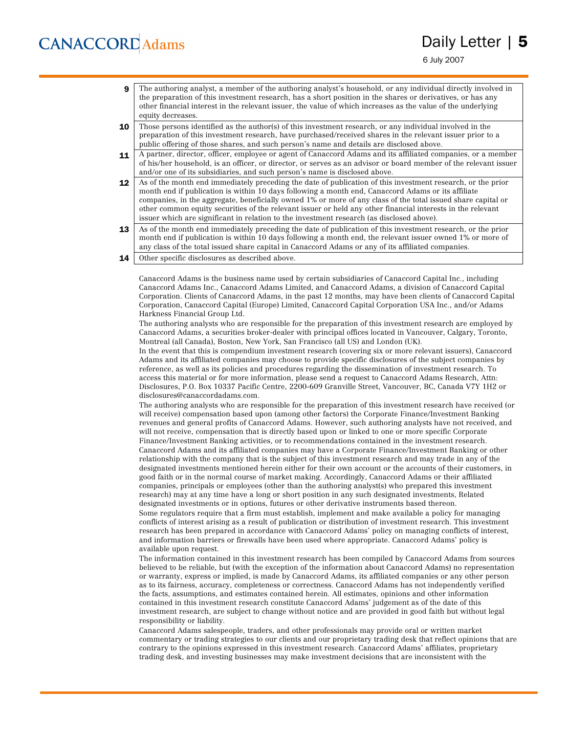| | |
|---|---|
| **9** | The authoring analyst, a member of the authoring analyst's household, or any individual directly involved in the preparation of this investment research, has a short position in the shares or derivatives, or has any other financial interest in the relevant issuer, the value of which increases as the value of the underlying equity decreases. |
| **10** | Those persons identified as the author(s) of this investment research, or any individual involved in the preparation of this investment research, have purchased/received shares in the relevant issuer prior to a public offering of those shares, and such person's name and details are disclosed above. |
| **11** | A partner, director, officer, employee or agent of Canaccord Adams and its affiliated companies, or a member of his/her household, is an officer, or director, or serves as an advisor or board member of the relevant issuer and/or one of its subsidiaries, and such person's name is disclosed above. |
| **12** | As of the month end immediately preceding the date of publication of this investment research, or the prior month end if publication is within 10 days following a month end, Canaccord Adams or its affiliate companies, in the aggregate, beneficially owned 1% or more of any class of the total issued share capital or other common equity securities of the relevant issuer or held any other financial interests in the relevant issuer which are significant in relation to the investment research (as disclosed above). |
| **13** | As of the month end immediately preceding the date of publication of this investment research, or the prior month end if publication is within 10 days following a month end, the relevant issuer owned 1% or more of any class of the total issued share capital in Canaccord Adams or any of its affiliated companies. |
| **14** | Other specific disclosures as described above. |

Canaccord Adams is the business name used by certain subsidiaries of Canaccord Capital Inc., including Canaccord Adams Inc., Canaccord Adams Limited, and Canaccord Adams, a division of Canaccord Capital Corporation. Clients of Canaccord Adams, in the past 12 months, may have been clients of Canaccord Capital Corporation, Canaccord Capital (Europe) Limited, Canaccord Capital Corporation USA Inc., and/or Adams Harkness Financial Group Ltd.

The authoring analysts who are responsible for the preparation of this investment research are employed by Canaccord Adams, a securities broker-dealer with principal offices located in Vancouver, Calgary, Toronto, Montreal (all Canada), Boston, New York, San Francisco (all US) and London (UK).

In the event that this is compendium investment research (covering six or more relevant issuers), Canaccord Adams and its affiliated companies may choose to provide specific disclosures of the subject companies by reference, as well as its policies and procedures regarding the dissemination of investment research. To access this material or for more information, please send a request to Canaccord Adams Research, Attn: Disclosures, P.O. Box 10337 Pacific Centre, 2200-609 Granville Street, Vancouver, BC, Canada V7Y 1H2 or disclosures@canaccordadams.com.

The authoring analysts who are responsible for the preparation of this investment research have received (or will receive) compensation based upon (among other factors) the Corporate Finance/Investment Banking revenues and general profits of Canaccord Adams. However, such authoring analysts have not received, and will not receive, compensation that is directly based upon or linked to one or more specific Corporate Finance/Investment Banking activities, or to recommendations contained in the investment research.

Canaccord Adams and its affiliated companies may have a Corporate Finance/Investment Banking or other relationship with the company that is the subject of this investment research and may trade in any of the designated investments mentioned herein either for their own account or the accounts of their customers, in good faith or in the normal course of market making. Accordingly, Canaccord Adams or their affiliated companies, principals or employees (other than the authoring analyst(s) who prepared this investment research) may at any time have a long or short position in any such designated investments, Related designated investments or in options, futures or other derivative instruments based thereon.

Some regulators require that a firm must establish, implement and make available a policy for managing conflicts of interest arising as a result of publication or distribution of investment research. This investment research has been prepared in accordance with Canaccord Adams' policy on managing conflicts of interest, and information barriers or firewalls have been used where appropriate. Canaccord Adams' policy is available upon request.

The information contained in this investment research has been compiled by Canaccord Adams from sources believed to be reliable, but (with the exception of the information about Canaccord Adams) no representation or warranty, express or implied, is made by Canaccord Adams, its affiliated companies or any other person as to its fairness, accuracy, completeness or correctness. Canaccord Adams has not independently verified the facts, assumptions, and estimates contained herein. All estimates, opinions and other information contained in this investment research constitute Canaccord Adams' judgement as of the date of this investment research, are subject to change without notice and are provided in good faith but without legal responsibility or liability.

Canaccord Adams salespeople, traders, and other professionals may provide oral or written market commentary or trading strategies to our clients and our proprietary trading desk that reflect opinions that are contrary to the opinions expressed in this investment research. Canaccord Adams' affiliates, proprietary trading desk, and investing businesses may make investment decisions that are inconsistent with the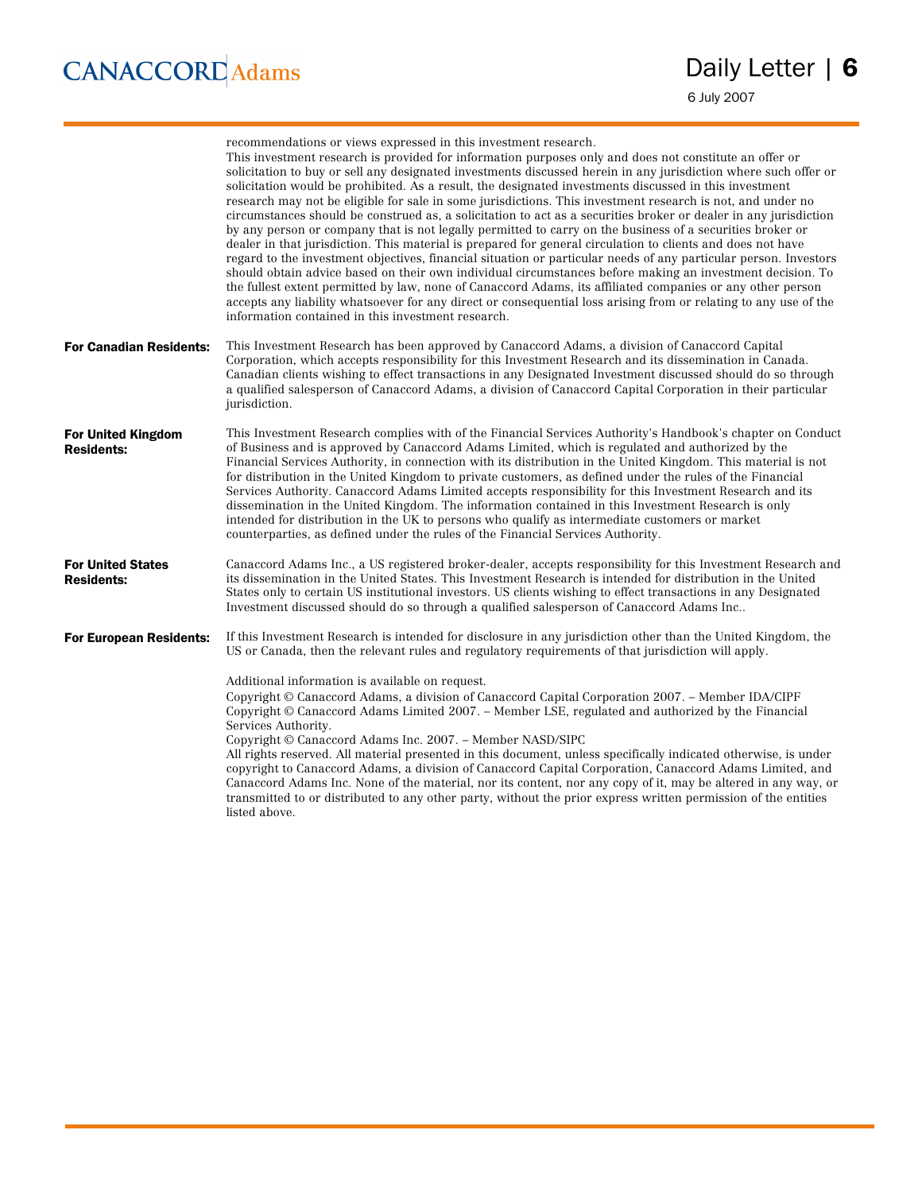recommendations or views expressed in this investment research.
This investment research is provided for information purposes only and does not constitute an offer or solicitation to buy or sell any designated investments discussed herein in any jurisdiction where such offer or solicitation would be prohibited. As a result, the designated investments discussed in this investment research may not be eligible for sale in some jurisdictions. This investment research is not, and under no circumstances should be construed as, a solicitation to act as a securities broker or dealer in any jurisdiction by any person or company that is not legally permitted to carry on the business of a securities broker or dealer in that jurisdiction. This material is prepared for general circulation to clients and does not have regard to the investment objectives, financial situation or particular needs of any particular person. Investors should obtain advice based on their own individual circumstances before making an investment decision. To the fullest extent permitted by law, none of Canaccord Adams, its affiliated companies or any other person accepts any liability whatsoever for any direct or consequential loss arising from or relating to any use of the information contained in this investment research.

**For Canadian Residents:** This Investment Research has been approved by Canaccord Adams, a division of Canaccord Capital Corporation, which accepts responsibility for this Investment Research and its dissemination in Canada. Canadian clients wishing to effect transactions in any Designated Investment discussed should do so through a qualified salesperson of Canaccord Adams, a division of Canaccord Capital Corporation in their particular jurisdiction.

**For United Kingdom Residents:** This Investment Research complies with of the Financial Services Authority's Handbook's chapter on Conduct of Business and is approved by Canaccord Adams Limited, which is regulated and authorized by the Financial Services Authority, in connection with its distribution in the United Kingdom. This material is not for distribution in the United Kingdom to private customers, as defined under the rules of the Financial Services Authority. Canaccord Adams Limited accepts responsibility for this Investment Research and its dissemination in the United Kingdom. The information contained in this Investment Research is only intended for distribution in the UK to persons who qualify as intermediate customers or market counterparties, as defined under the rules of the Financial Services Authority.

**For United States Residents:** Canaccord Adams Inc., a US registered broker-dealer, accepts responsibility for this Investment Research and its dissemination in the United States. This Investment Research is intended for distribution in the United States only to certain US institutional investors. US clients wishing to effect transactions in any Designated Investment discussed should do so through a qualified salesperson of Canaccord Adams Inc..

**For European Residents:** If this Investment Research is intended for disclosure in any jurisdiction other than the United Kingdom, the US or Canada, then the relevant rules and regulatory requirements of that jurisdiction will apply.

Additional information is available on request.
Copyright © Canaccord Adams, a division of Canaccord Capital Corporation 2007. – Member IDA/CIPF
Copyright © Canaccord Adams Limited 2007. – Member LSE, regulated and authorized by the Financial Services Authority.
Copyright © Canaccord Adams Inc. 2007. – Member NASD/SIPC
All rights reserved. All material presented in this document, unless specifically indicated otherwise, is under copyright to Canaccord Adams, a division of Canaccord Capital Corporation, Canaccord Adams Limited, and Canaccord Adams Inc. None of the material, nor its content, nor any copy of it, may be altered in any way, or transmitted to or distributed to any other party, without the prior express written permission of the entities listed above.